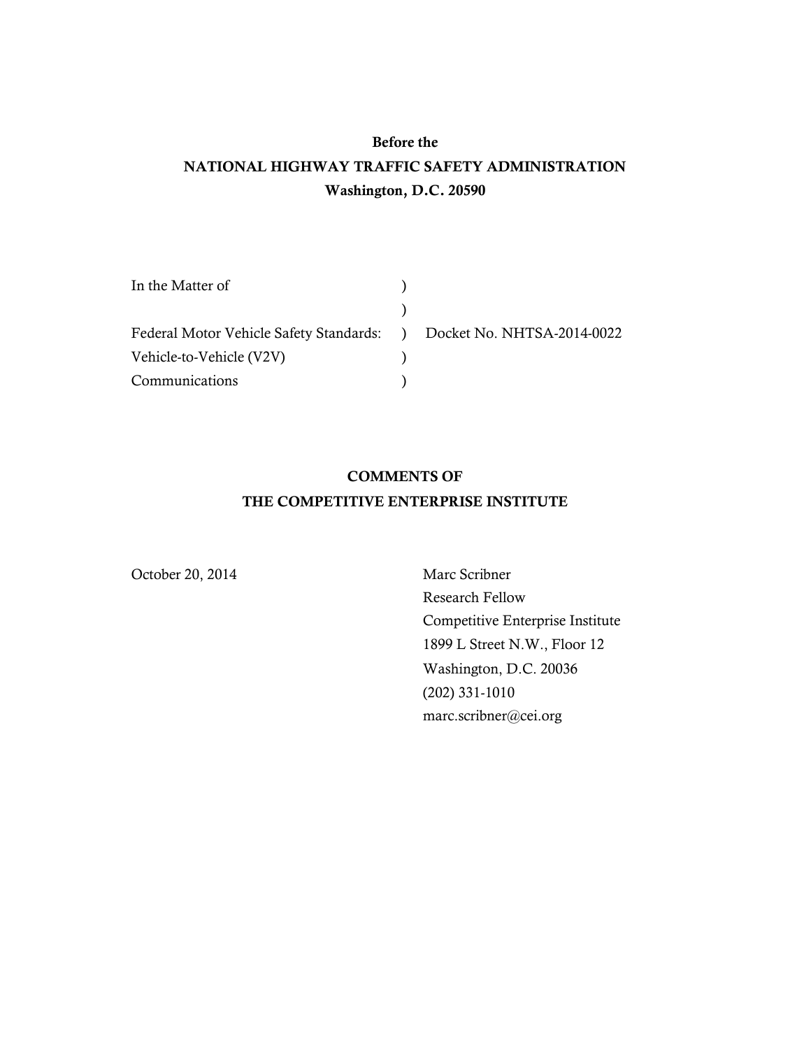**Before the**

**NATIONAL HIGHWAY TRAFFIC SAFETY ADMINISTRATION**

**Washington, D.C. 20590**

| | | |
|---|---|---|
| In the Matter of | ) | |
| | ) | |
| Federal Motor Vehicle Safety Standards: | ) | Docket No. NHTSA-2014-0022 |
| Vehicle-to-Vehicle (V2V) | ) | |
| Communications | ) | |

**COMMENTS OF**

**THE COMPETITIVE ENTERPRISE INSTITUTE**

October 20, 2014

Marc Scribner
Research Fellow
Competitive Enterprise Institute
1899 L Street N.W., Floor 12
Washington, D.C. 20036
(202) 331-1010
marc.scribner@cei.org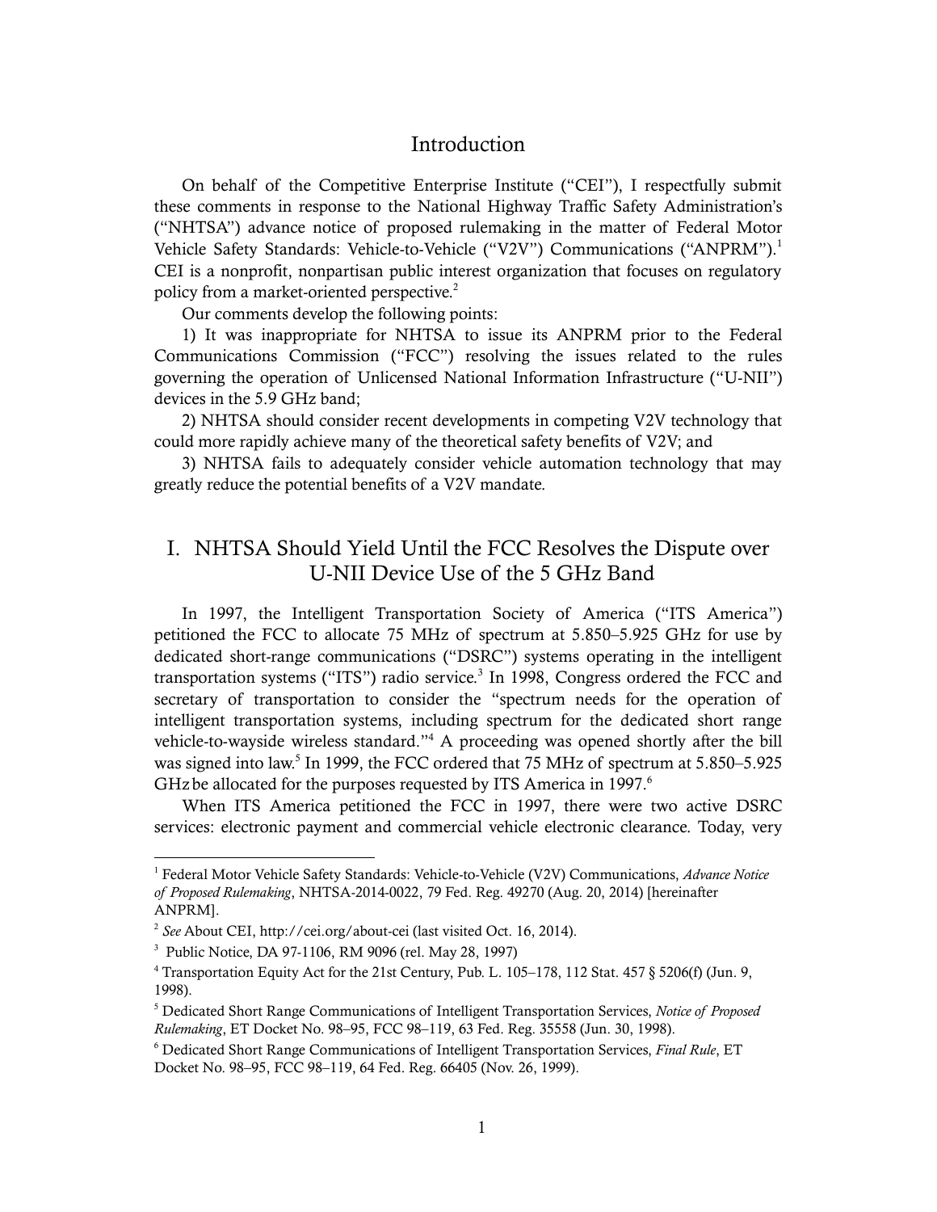## Introduction

On behalf of the Competitive Enterprise Institute ("CEI"), I respectfully submit these comments in response to the National Highway Traffic Safety Administration's ("NHTSA") advance notice of proposed rulemaking in the matter of Federal Motor Vehicle Safety Standards: Vehicle-to-Vehicle ("V2V") Communications ("ANPRM").[1] CEI is a nonprofit, nonpartisan public interest organization that focuses on regulatory policy from a market-oriented perspective.[2]

Our comments develop the following points:

1) It was inappropriate for NHTSA to issue its ANPRM prior to the Federal Communications Commission ("FCC") resolving the issues related to the rules governing the operation of Unlicensed National Information Infrastructure ("U-NII") devices in the 5.9 GHz band;

2) NHTSA should consider recent developments in competing V2V technology that could more rapidly achieve many of the theoretical safety benefits of V2V; and

3) NHTSA fails to adequately consider vehicle automation technology that may greatly reduce the potential benefits of a V2V mandate.

## I. NHTSA Should Yield Until the FCC Resolves the Dispute over U-NII Device Use of the 5 GHz Band

In 1997, the Intelligent Transportation Society of America ("ITS America") petitioned the FCC to allocate 75 MHz of spectrum at 5.850–5.925 GHz for use by dedicated short-range communications ("DSRC") systems operating in the intelligent transportation systems ("ITS") radio service.[3] In 1998, Congress ordered the FCC and secretary of transportation to consider the "spectrum needs for the operation of intelligent transportation systems, including spectrum for the dedicated short range vehicle-to-wayside wireless standard."[4] A proceeding was opened shortly after the bill was signed into law.[5] In 1999, the FCC ordered that 75 MHz of spectrum at 5.850–5.925 GHz be allocated for the purposes requested by ITS America in 1997.[6]

When ITS America petitioned the FCC in 1997, there were two active DSRC services: electronic payment and commercial vehicle electronic clearance. Today, very

---

[1] Federal Motor Vehicle Safety Standards: Vehicle-to-Vehicle (V2V) Communications, *Advance Notice of Proposed Rulemaking*, NHTSA-2014-0022, 79 Fed. Reg. 49270 (Aug. 20, 2014) [hereinafter ANPRM].

[2] *See* About CEI, http://cei.org/about-cei (last visited Oct. 16, 2014).

[3] Public Notice, DA 97-1106, RM 9096 (rel. May 28, 1997)

[4] Transportation Equity Act for the 21st Century, Pub. L. 105–178, 112 Stat. 457 § 5206(f) (Jun. 9, 1998).

[5] Dedicated Short Range Communications of Intelligent Transportation Services, *Notice of Proposed Rulemaking*, ET Docket No. 98–95, FCC 98–119, 63 Fed. Reg. 35558 (Jun. 30, 1998).

[6] Dedicated Short Range Communications of Intelligent Transportation Services, *Final Rule*, ET Docket No. 98–95, FCC 98–119, 64 Fed. Reg. 66405 (Nov. 26, 1999).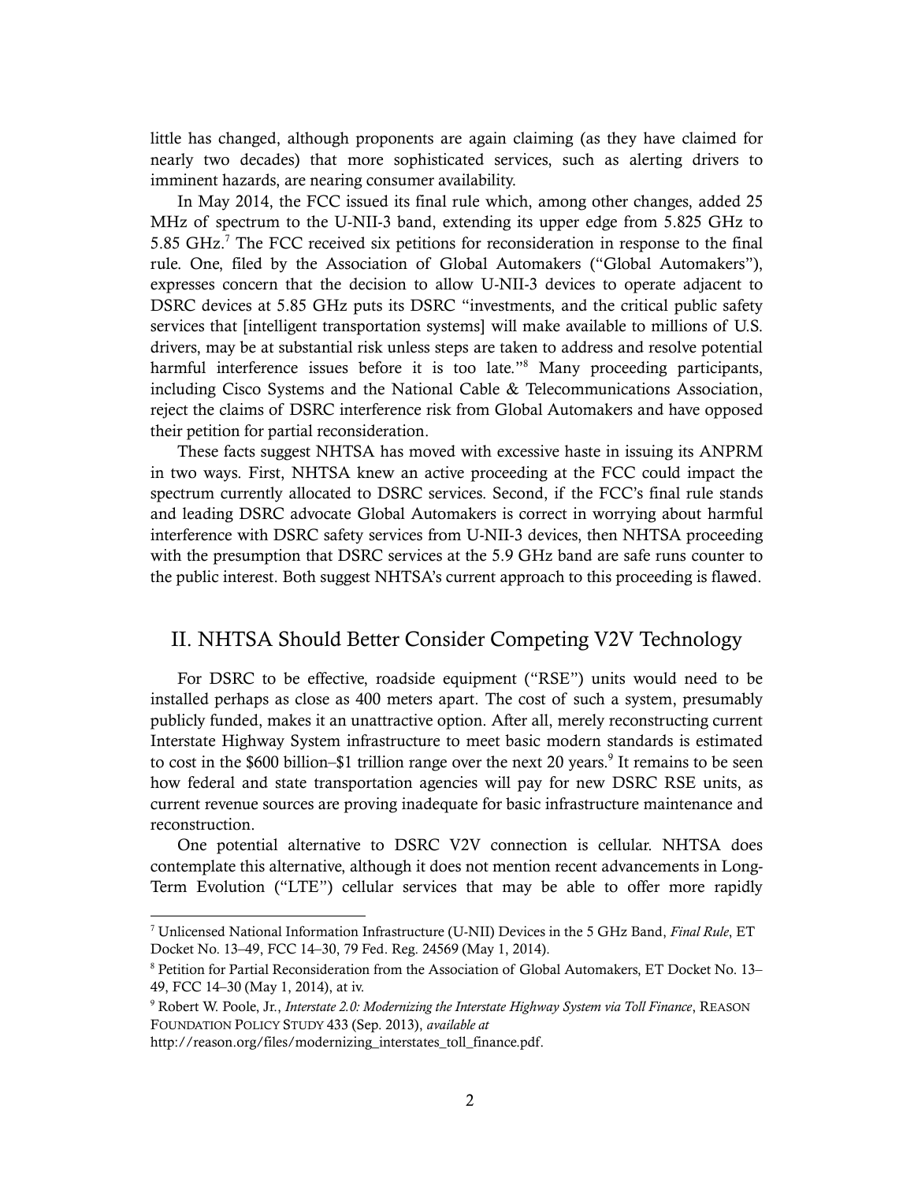little has changed, although proponents are again claiming (as they have claimed for nearly two decades) that more sophisticated services, such as alerting drivers to imminent hazards, are nearing consumer availability.

In May 2014, the FCC issued its final rule which, among other changes, added 25 MHz of spectrum to the U-NII-3 band, extending its upper edge from 5.825 GHz to 5.85 GHz.[7] The FCC received six petitions for reconsideration in response to the final rule. One, filed by the Association of Global Automakers ("Global Automakers"), expresses concern that the decision to allow U-NII-3 devices to operate adjacent to DSRC devices at 5.85 GHz puts its DSRC "investments, and the critical public safety services that [intelligent transportation systems] will make available to millions of U.S. drivers, may be at substantial risk unless steps are taken to address and resolve potential harmful interference issues before it is too late."[8] Many proceeding participants, including Cisco Systems and the National Cable & Telecommunications Association, reject the claims of DSRC interference risk from Global Automakers and have opposed their petition for partial reconsideration.

These facts suggest NHTSA has moved with excessive haste in issuing its ANPRM in two ways. First, NHTSA knew an active proceeding at the FCC could impact the spectrum currently allocated to DSRC services. Second, if the FCC's final rule stands and leading DSRC advocate Global Automakers is correct in worrying about harmful interference with DSRC safety services from U-NII-3 devices, then NHTSA proceeding with the presumption that DSRC services at the 5.9 GHz band are safe runs counter to the public interest. Both suggest NHTSA's current approach to this proceeding is flawed.

## II. NHTSA Should Better Consider Competing V2V Technology

For DSRC to be effective, roadside equipment ("RSE") units would need to be installed perhaps as close as 400 meters apart. The cost of such a system, presumably publicly funded, makes it an unattractive option. After all, merely reconstructing current Interstate Highway System infrastructure to meet basic modern standards is estimated to cost in the $600 billion–$1 trillion range over the next 20 years.[9] It remains to be seen how federal and state transportation agencies will pay for new DSRC RSE units, as current revenue sources are proving inadequate for basic infrastructure maintenance and reconstruction.

One potential alternative to DSRC V2V connection is cellular. NHTSA does contemplate this alternative, although it does not mention recent advancements in Long-Term Evolution ("LTE") cellular services that may be able to offer more rapidly

---

[7] Unlicensed National Information Infrastructure (U-NII) Devices in the 5 GHz Band, *Final Rule*, ET Docket No. 13–49, FCC 14–30, 79 Fed. Reg. 24569 (May 1, 2014).

[8] Petition for Partial Reconsideration from the Association of Global Automakers, ET Docket No. 13–49, FCC 14–30 (May 1, 2014), at iv.

[9] Robert W. Poole, Jr., *Interstate 2.0: Modernizing the Interstate Highway System via Toll Finance*, REASON FOUNDATION POLICY STUDY 433 (Sep. 2013), *available at* http://reason.org/files/modernizing_interstates_toll_finance.pdf.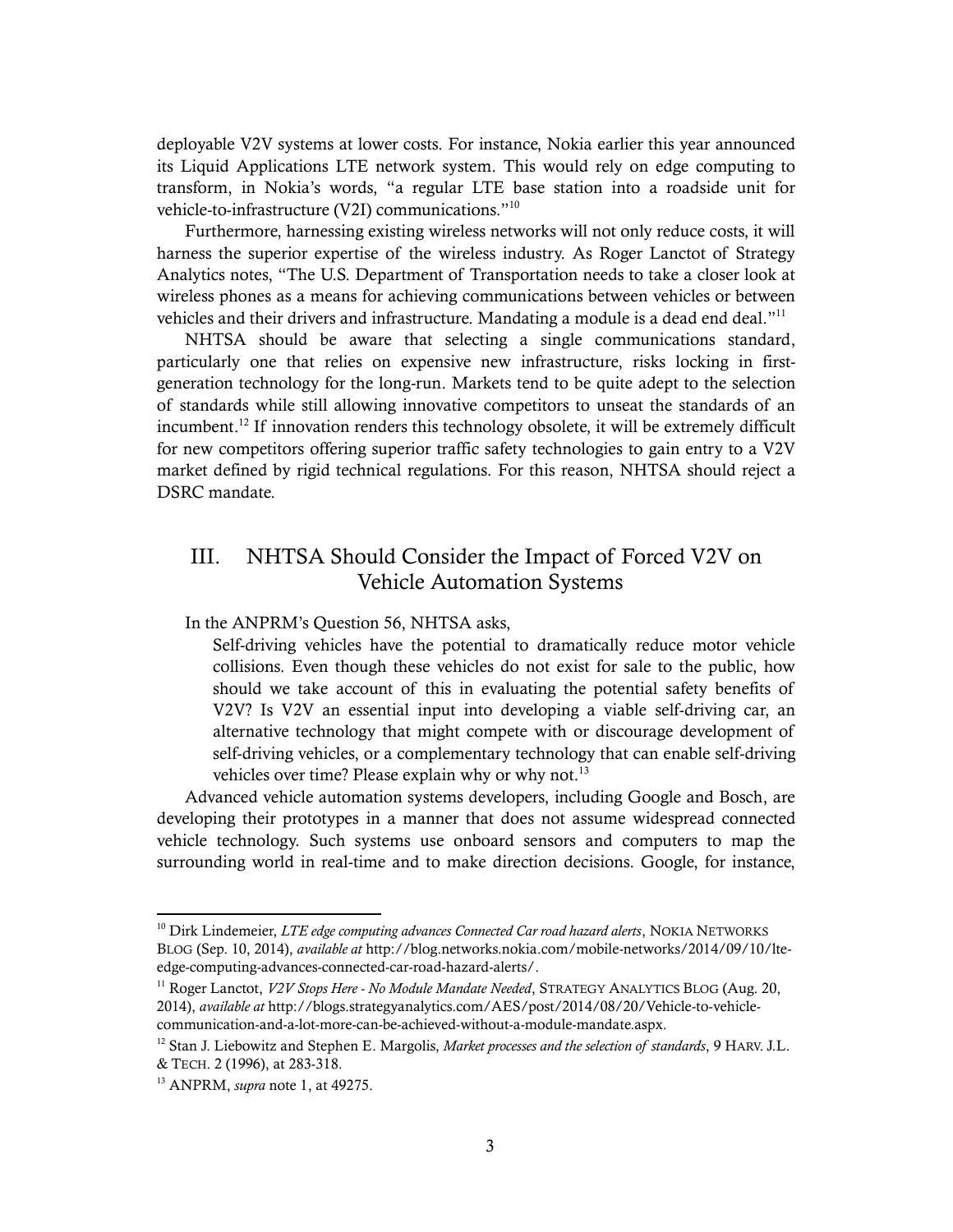deployable V2V systems at lower costs. For instance, Nokia earlier this year announced its Liquid Applications LTE network system. This would rely on edge computing to transform, in Nokia's words, "a regular LTE base station into a roadside unit for vehicle-to-infrastructure (V2I) communications."[10]

Furthermore, harnessing existing wireless networks will not only reduce costs, it will harness the superior expertise of the wireless industry. As Roger Lanctot of Strategy Analytics notes, "The U.S. Department of Transportation needs to take a closer look at wireless phones as a means for achieving communications between vehicles or between vehicles and their drivers and infrastructure. Mandating a module is a dead end deal."[11]

NHTSA should be aware that selecting a single communications standard, particularly one that relies on expensive new infrastructure, risks locking in first-generation technology for the long-run. Markets tend to be quite adept to the selection of standards while still allowing innovative competitors to unseat the standards of an incumbent.[12] If innovation renders this technology obsolete, it will be extremely difficult for new competitors offering superior traffic safety technologies to gain entry to a V2V market defined by rigid technical regulations. For this reason, NHTSA should reject a DSRC mandate.

## III. NHTSA Should Consider the Impact of Forced V2V on Vehicle Automation Systems

In the ANPRM's Question 56, NHTSA asks,

> Self-driving vehicles have the potential to dramatically reduce motor vehicle collisions. Even though these vehicles do not exist for sale to the public, how should we take account of this in evaluating the potential safety benefits of V2V? Is V2V an essential input into developing a viable self-driving car, an alternative technology that might compete with or discourage development of self-driving vehicles, or a complementary technology that can enable self-driving vehicles over time? Please explain why or why not.[13]

Advanced vehicle automation systems developers, including Google and Bosch, are developing their prototypes in a manner that does not assume widespread connected vehicle technology. Such systems use onboard sensors and computers to map the surrounding world in real-time and to make direction decisions. Google, for instance,

---

[10] Dirk Lindemeier, *LTE edge computing advances Connected Car road hazard alerts*, NOKIA NETWORKS BLOG (Sep. 10, 2014), *available at* http://blog.networks.nokia.com/mobile-networks/2014/09/10/lte-edge-computing-advances-connected-car-road-hazard-alerts/.

[11] Roger Lanctot, *V2V Stops Here - No Module Mandate Needed*, STRATEGY ANALYTICS BLOG (Aug. 20, 2014), *available at* http://blogs.strategyanalytics.com/AES/post/2014/08/20/Vehicle-to-vehicle-communication-and-a-lot-more-can-be-achieved-without-a-module-mandate.aspx.

[12] Stan J. Liebowitz and Stephen E. Margolis, *Market processes and the selection of standards*, 9 HARV. J.L. & TECH. 2 (1996), at 283-318.

[13] ANPRM, *supra* note 1, at 49275.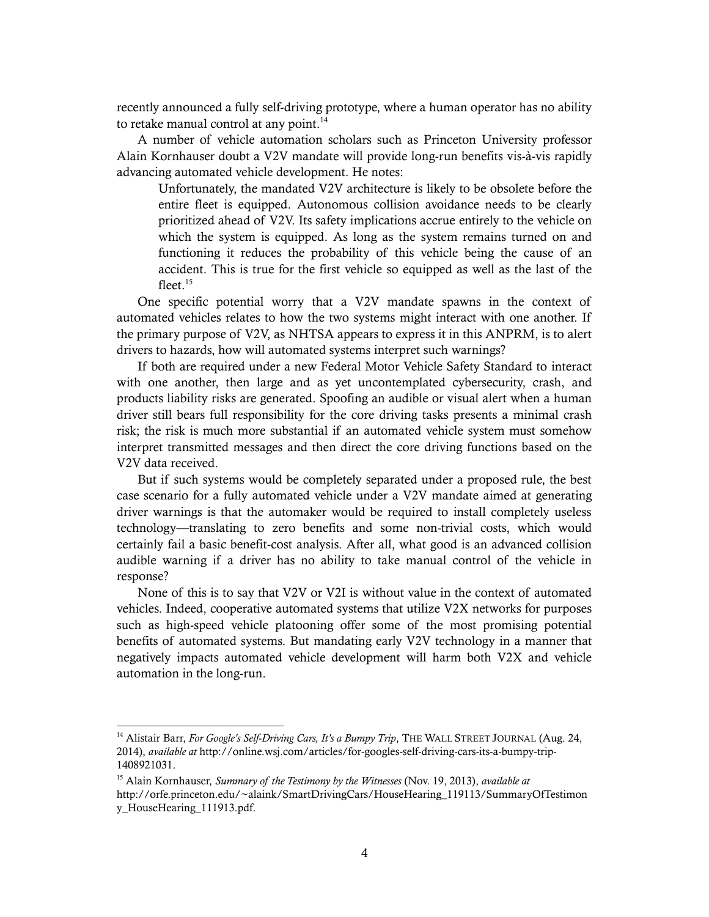recently announced a fully self-driving prototype, where a human operator has no ability to retake manual control at any point.[14]

A number of vehicle automation scholars such as Princeton University professor Alain Kornhauser doubt a V2V mandate will provide long-run benefits vis-à-vis rapidly advancing automated vehicle development. He notes:

> Unfortunately, the mandated V2V architecture is likely to be obsolete before the entire fleet is equipped. Autonomous collision avoidance needs to be clearly prioritized ahead of V2V. Its safety implications accrue entirely to the vehicle on which the system is equipped. As long as the system remains turned on and functioning it reduces the probability of this vehicle being the cause of an accident. This is true for the first vehicle so equipped as well as the last of the fleet.[15]

One specific potential worry that a V2V mandate spawns in the context of automated vehicles relates to how the two systems might interact with one another. If the primary purpose of V2V, as NHTSA appears to express it in this ANPRM, is to alert drivers to hazards, how will automated systems interpret such warnings?

If both are required under a new Federal Motor Vehicle Safety Standard to interact with one another, then large and as yet uncontemplated cybersecurity, crash, and products liability risks are generated. Spoofing an audible or visual alert when a human driver still bears full responsibility for the core driving tasks presents a minimal crash risk; the risk is much more substantial if an automated vehicle system must somehow interpret transmitted messages and then direct the core driving functions based on the V2V data received.

But if such systems would be completely separated under a proposed rule, the best case scenario for a fully automated vehicle under a V2V mandate aimed at generating driver warnings is that the automaker would be required to install completely useless technology—translating to zero benefits and some non-trivial costs, which would certainly fail a basic benefit-cost analysis. After all, what good is an advanced collision audible warning if a driver has no ability to take manual control of the vehicle in response?

None of this is to say that V2V or V2I is without value in the context of automated vehicles. Indeed, cooperative automated systems that utilize V2X networks for purposes such as high-speed vehicle platooning offer some of the most promising potential benefits of automated systems. But mandating early V2V technology in a manner that negatively impacts automated vehicle development will harm both V2X and vehicle automation in the long-run.

---

[14] Alistair Barr, *For Google's Self-Driving Cars, It's a Bumpy Trip*, THE WALL STREET JOURNAL (Aug. 24, 2014), *available at* http://online.wsj.com/articles/for-googles-self-driving-cars-its-a-bumpy-trip-1408921031.

[15] Alain Kornhauser, *Summary of the Testimony by the Witnesses* (Nov. 19, 2013), *available at* http://orfe.princeton.edu/~alaink/SmartDrivingCars/HouseHearing_119113/SummaryOfTestimony_HouseHearing_111913.pdf.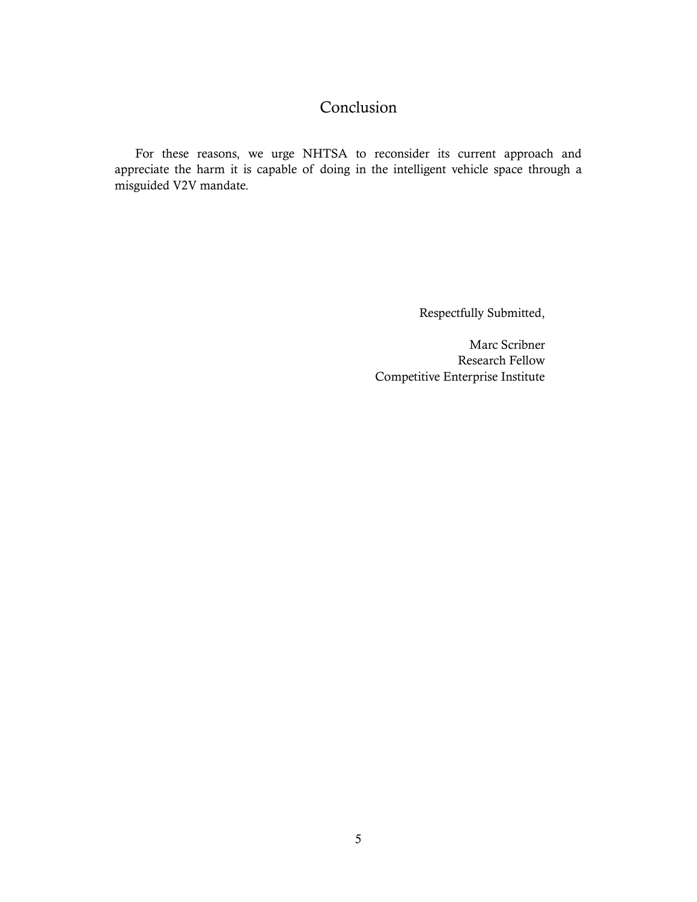## Conclusion

For these reasons, we urge NHTSA to reconsider its current approach and appreciate the harm it is capable of doing in the intelligent vehicle space through a misguided V2V mandate.

Respectfully Submitted,

Marc Scribner
Research Fellow
Competitive Enterprise Institute